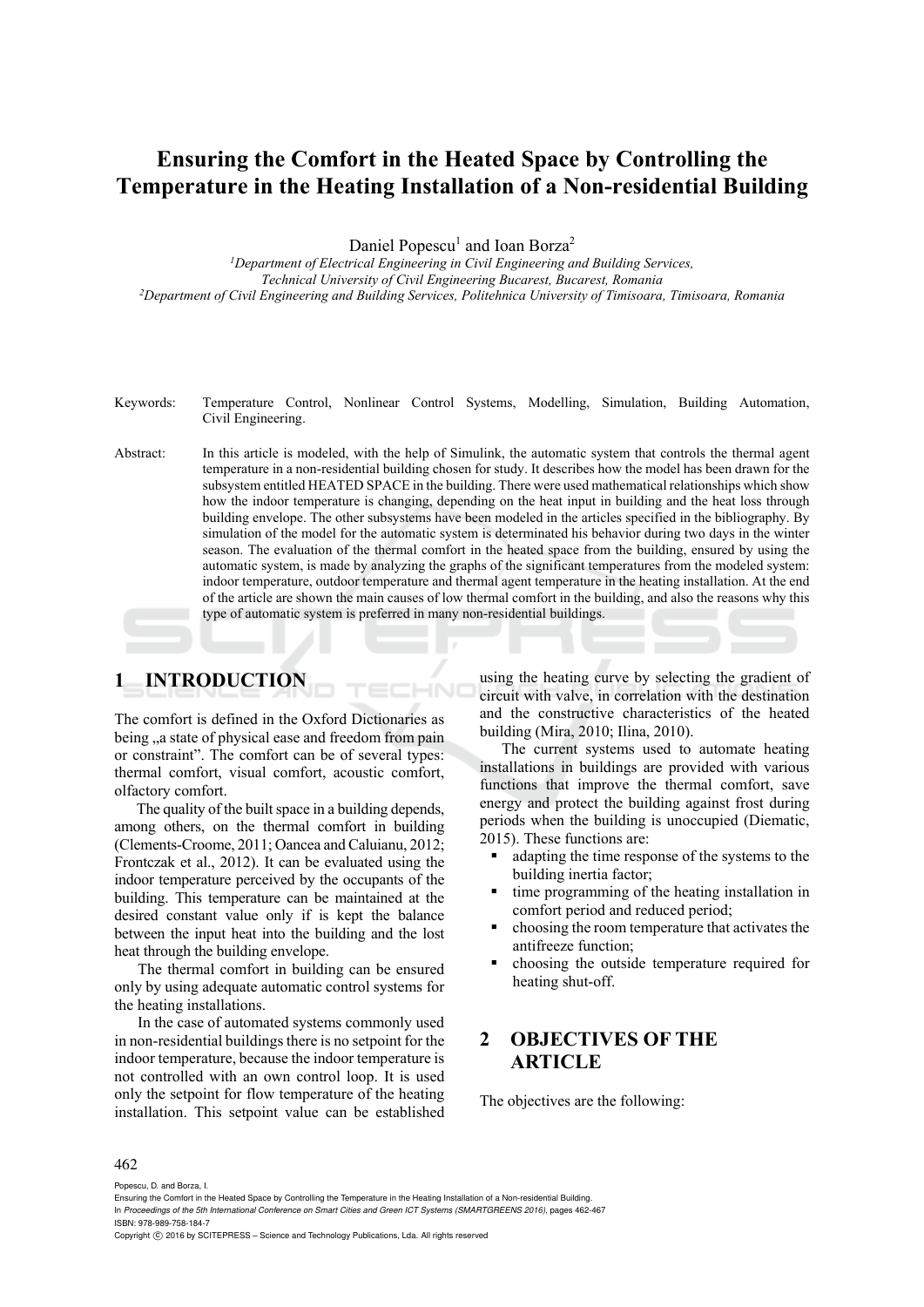# Ensuring the Comfort in the Heated Space by Controlling the Temperature in the Heating Installation of a Non-residential Building

Daniel Popescu[1] and Ioan Borza[2]

[1]*Department of Electrical Engineering in Civil Engineering and Building Services, Technical University of Civil Engineering Bucarest, Bucarest, Romania*
[2]*Department of Civil Engineering and Building Services, Politehnica University of Timisoara, Timisoara, Romania*

Keywords: Temperature Control, Nonlinear Control Systems, Modelling, Simulation, Building Automation, Civil Engineering.

Abstract: In this article is modeled, with the help of Simulink, the automatic system that controls the thermal agent temperature in a non-residential building chosen for study. It describes how the model has been drawn for the subsystem entitled HEATED SPACE in the building. There were used mathematical relationships which show how the indoor temperature is changing, depending on the heat input in building and the heat loss through building envelope. The other subsystems have been modeled in the articles specified in the bibliography. By simulation of the model for the automatic system is determinated his behavior during two days in the winter season. The evaluation of the thermal comfort in the heated space from the building, ensured by using the automatic system, is made by analyzing the graphs of the significant temperatures from the modeled system: indoor temperature, outdoor temperature and thermal agent temperature in the heating installation. At the end of the article are shown the main causes of low thermal comfort in the building, and also the reasons why this type of automatic system is preferred in many non-residential buildings.

## 1 INTRODUCTION

The comfort is defined in the Oxford Dictionaries as being „a state of physical ease and freedom from pain or constraint". The comfort can be of several types: thermal comfort, visual comfort, acoustic comfort, olfactory comfort.

The quality of the built space in a building depends, among others, on the thermal comfort in building (Clements-Croome, 2011; Oancea and Caluianu, 2012; Frontczak et al., 2012). It can be evaluated using the indoor temperature perceived by the occupants of the building. This temperature can be maintained at the desired constant value only if is kept the balance between the input heat into the building and the lost heat through the building envelope.

The thermal comfort in building can be ensured only by using adequate automatic control systems for the heating installations.

In the case of automated systems commonly used in non-residential buildings there is no setpoint for the indoor temperature, because the indoor temperature is not controlled with an own control loop. It is used only the setpoint for flow temperature of the heating installation. This setpoint value can be established using the heating curve by selecting the gradient of circuit with valve, in correlation with the destination and the constructive characteristics of the heated building (Mira, 2010; Ilina, 2010).

The current systems used to automate heating installations in buildings are provided with various functions that improve the thermal comfort, save energy and protect the building against frost during periods when the building is unoccupied (Diematic, 2015). These functions are:

- adapting the time response of the systems to the building inertia factor;
- time programming of the heating installation in comfort period and reduced period;
- choosing the room temperature that activates the antifreeze function;
- choosing the outside temperature required for heating shut-off.

## 2 OBJECTIVES OF THE ARTICLE

The objectives are the following: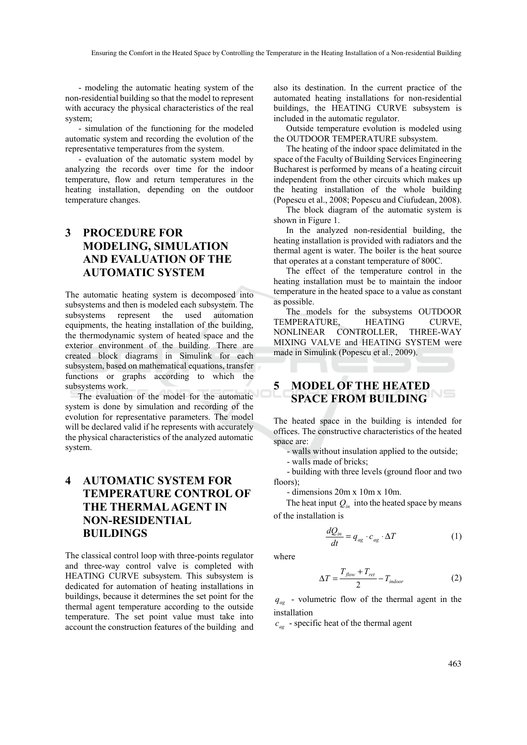- modeling the automatic heating system of the non-residential building so that the model to represent with accuracy the physical characteristics of the real system;

- simulation of the functioning for the modeled automatic system and recording the evolution of the representative temperatures from the system.

- evaluation of the automatic system model by analyzing the records over time for the indoor temperature, flow and return temperatures in the heating installation, depending on the outdoor temperature changes.

## 3 PROCEDURE FOR MODELING, SIMULATION AND EVALUATION OF THE AUTOMATIC SYSTEM

The automatic heating system is decomposed into subsystems and then is modeled each subsystem. The subsystems represent the used automation equipments, the heating installation of the building, the thermodynamic system of heated space and the exterior environment of the building. There are created block diagrams in Simulink for each subsystem, based on mathematical equations, transfer functions or graphs according to which the subsystems work.

The evaluation of the model for the automatic system is done by simulation and recording of the evolution for representative parameters. The model will be declared valid if he represents with accurately the physical characteristics of the analyzed automatic system.

## 4 AUTOMATIC SYSTEM FOR TEMPERATURE CONTROL OF THE THERMAL AGENT IN NON-RESIDENTIAL BUILDINGS

The classical control loop with three-points regulator and three-way control valve is completed with HEATING CURVE subsystem. This subsystem is dedicated for automation of heating installations in buildings, because it determines the set point for the thermal agent temperature according to the outside temperature. The set point value must take into account the construction features of the building and also its destination. In the current practice of the automated heating installations for non-residential buildings, the HEATING CURVE subsystem is included in the automatic regulator.

Outside temperature evolution is modeled using the OUTDOOR TEMPERATURE subsystem.

The heating of the indoor space delimitated in the space of the Faculty of Building Services Engineering Bucharest is performed by means of a heating circuit independent from the other circuits which makes up the heating installation of the whole building (Popescu et al., 2008; Popescu and Ciufudean, 2008).

The block diagram of the automatic system is shown in Figure 1.

In the analyzed non-residential building, the heating installation is provided with radiators and the thermal agent is water. The boiler is the heat source that operates at a constant temperature of 800C.

The effect of the temperature control in the heating installation must be to maintain the indoor temperature in the heated space to a value as constant as possible.

The models for the subsystems OUTDOOR TEMPERATURE, HEATING CURVE, NONLINEAR CONTROLLER, THREE-WAY MIXING VALVE and HEATING SYSTEM were made in Simulink (Popescu et al., 2009).

## 5 MODEL OF THE HEATED SPACE FROM BUILDING

The heated space in the building is intended for offices. The constructive characteristics of the heated space are:

- walls without insulation applied to the outside;
- walls made of bricks;
- building with three levels (ground floor and two floors);
- dimensions 20m x 10m x 10m.

The heat input $Q_{in}$ into the heated space by means of the installation is

$$\frac{dQ_{in}}{dt} = q_{ag} \cdot c_{ag} \cdot \Delta T \tag{1}$$

where

$$\Delta T = \frac{T_{flow} + T_{ret}}{2} - T_{indoor} \tag{2}$$

$q_{ag}$ - volumetric flow of the thermal agent in the installation

$c_{ag}$ - specific heat of the thermal agent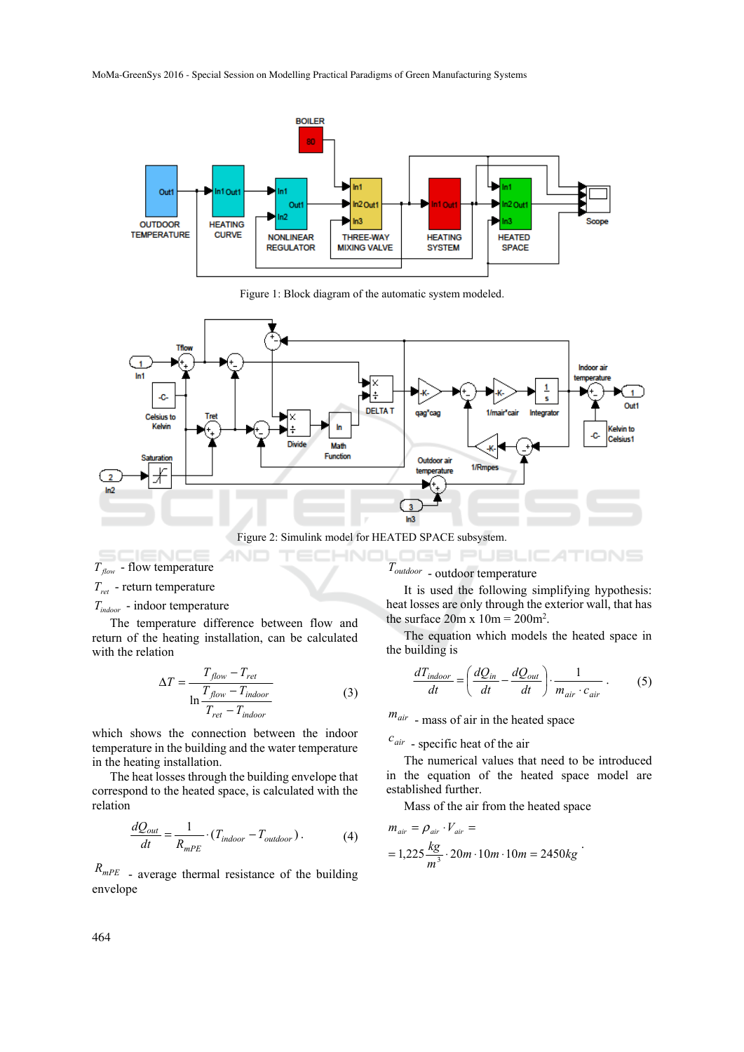Figure 1: Block diagram of the automatic system modeled.

Figure 2: Simulink model for HEATED SPACE subsystem.

$T_{flow}$ - flow temperature

$T_{ret}$ - return temperature

$T_{indoor}$ - indoor temperature

The temperature difference between flow and return of the heating installation, can be calculated with the relation

$$\Delta T = \frac{T_{flow} - T_{ret}}{\ln \dfrac{T_{flow} - T_{indoor}}{T_{ret} - T_{indoor}}} \tag{3}$$

which shows the connection between the indoor temperature in the building and the water temperature in the heating installation.

The heat losses through the building envelope that correspond to the heated space, is calculated with the relation

$$\frac{dQ_{out}}{dt} = \frac{1}{R_{mPE}} \cdot (T_{indoor} - T_{outdoor}) \,. \tag{4}$$

$R_{mPE}$ - average thermal resistance of the building envelope

$T_{outdoor}$ - outdoor temperature

It is used the following simplifying hypothesis: heat losses are only through the exterior wall, that has the surface 20m x 10m = 200m$^2$.

The equation which models the heated space in the building is

$$\frac{dT_{indoor}}{dt} = \left(\frac{dQ_{in}}{dt} - \frac{dQ_{out}}{dt}\right) \cdot \frac{1}{m_{air} \cdot c_{air}} \,. \tag{5}$$

$m_{air}$ - mass of air in the heated space

$c_{air}$ - specific heat of the air

The numerical values that need to be introduced in the equation of the heated space model are established further.

Mass of the air from the heated space

$$m_{air} = \rho_{air} \cdot V_{air} =$$
$$= 1{,}225 \frac{kg}{m^3} \cdot 20m \cdot 10m \cdot 10m = 2450kg \,.$$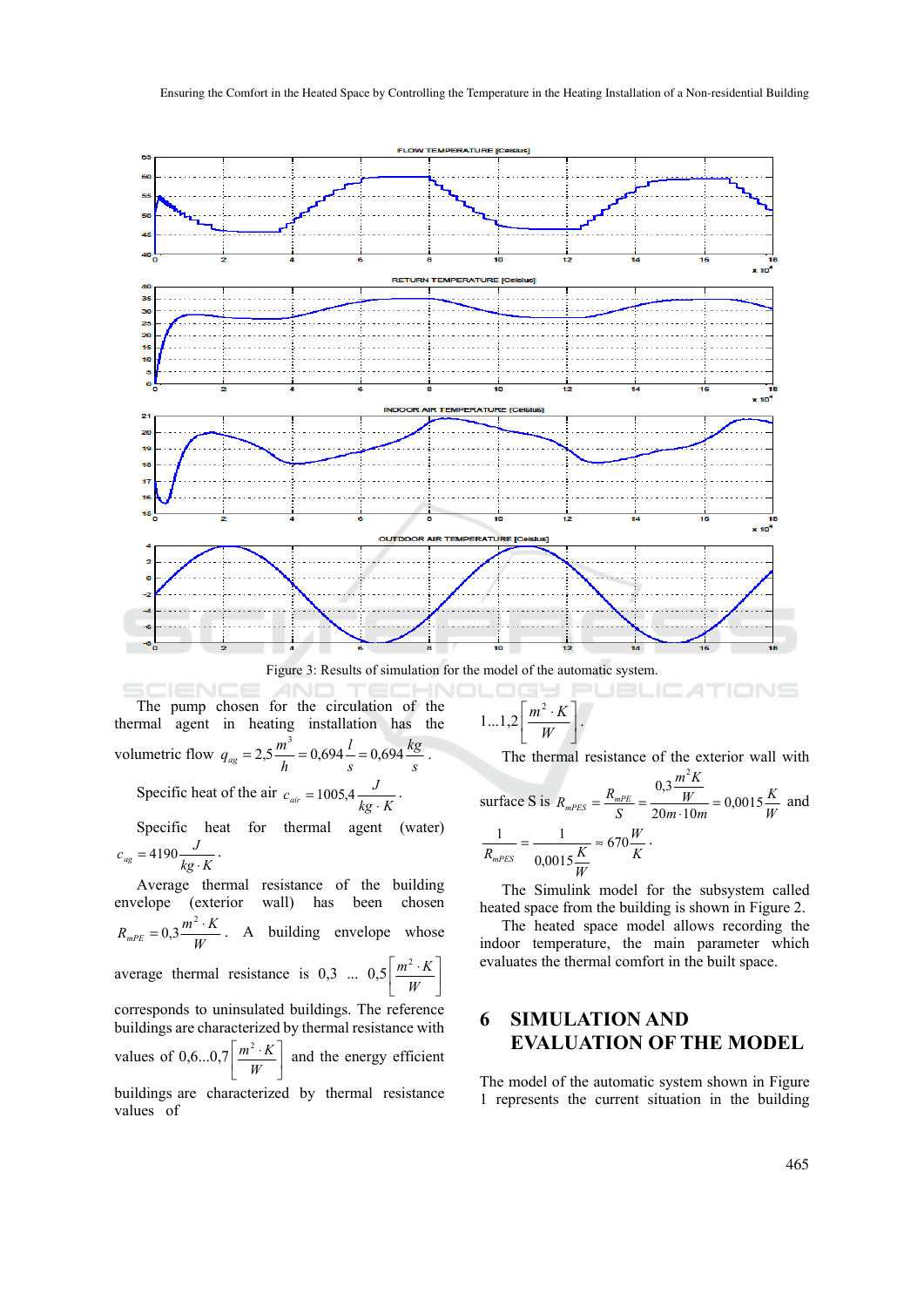Figure 3: Results of simulation for the model of the automatic system.

The pump chosen for the circulation of the thermal agent in heating installation has the volumetric flow $q_{ag} = 2{,}5 \frac{m^3}{h} = 0{,}694 \frac{l}{s} = 0{,}694 \frac{kg}{s}$.

Specific heat of the air $c_{air} = 1005{,}4 \frac{J}{kg \cdot K}$.

Specific heat for thermal agent (water) $c_{ag} = 4190 \frac{J}{kg \cdot K}$.

Average thermal resistance of the building envelope (exterior wall) has been chosen $R_{mPE} = 0{,}3 \frac{m^2 \cdot K}{W}$. A building envelope whose average thermal resistance is 0,3 ... 0,5 $\left[\frac{m^2 \cdot K}{W}\right]$ corresponds to uninsulated buildings. The reference buildings are characterized by thermal resistance with values of 0,6...0,7 $\left[\frac{m^2 \cdot K}{W}\right]$ and the energy efficient buildings are characterized by thermal resistance values of 1...1,2 $\left[\frac{m^2 \cdot K}{W}\right]$.

The thermal resistance of the exterior wall with surface S is $R_{mPES} = \frac{R_{mPE}}{S} = \frac{0{,}3 \frac{m^2 K}{W}}{20m \cdot 10m} = 0{,}0015 \frac{K}{W}$ and $\frac{1}{R_{mPES}} = \frac{1}{0{,}0015 \frac{K}{W}} \approx 670 \frac{W}{K}$.

The Simulink model for the subsystem called heated space from the building is shown in Figure 2.

The heated space model allows recording the indoor temperature, the main parameter which evaluates the thermal comfort in the built space.

# 6 SIMULATION AND EVALUATION OF THE MODEL

The model of the automatic system shown in Figure 1 represents the current situation in the building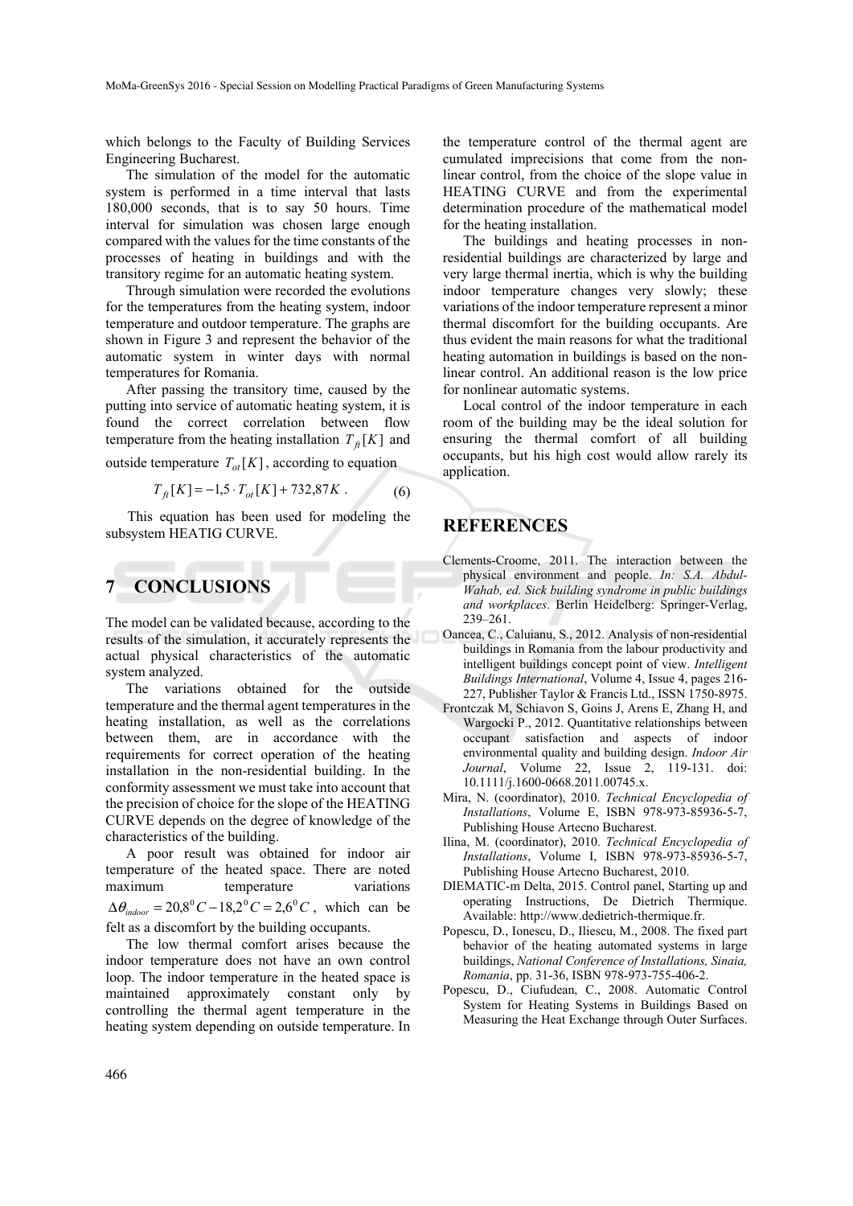which belongs to the Faculty of Building Services Engineering Bucharest.

The simulation of the model for the automatic system is performed in a time interval that lasts 180,000 seconds, that is to say 50 hours. Time interval for simulation was chosen large enough compared with the values for the time constants of the processes of heating in buildings and with the transitory regime for an automatic heating system.

Through simulation were recorded the evolutions for the temperatures from the heating system, indoor temperature and outdoor temperature. The graphs are shown in Figure 3 and represent the behavior of the automatic system in winter days with normal temperatures for Romania.

After passing the transitory time, caused by the putting into service of automatic heating system, it is found the correct correlation between flow temperature from the heating installation $T_{ft}[K]$ and outside temperature $T_{ot}[K]$, according to equation

$$T_{ft}[K] = -1{,}5 \cdot T_{ot}[K] + 732{,}87K \ . \qquad (6)$$

This equation has been used for modeling the subsystem HEATIG CURVE.

## 7 CONCLUSIONS

The model can be validated because, according to the results of the simulation, it accurately represents the actual physical characteristics of the automatic system analyzed.

The variations obtained for the outside temperature and the thermal agent temperatures in the heating installation, as well as the correlations between them, are in accordance with the requirements for correct operation of the heating installation in the non-residential building. In the conformity assessment we must take into account that the precision of choice for the slope of the HEATING CURVE depends on the degree of knowledge of the characteristics of the building.

A poor result was obtained for indoor air temperature of the heated space. There are noted maximum temperature variations $\Delta\theta_{indoor} = 20{,}8^0 C - 18{,}2^0 C = 2{,}6^0 C$, which can be felt as a discomfort by the building occupants.

The low thermal comfort arises because the indoor temperature does not have an own control loop. The indoor temperature in the heated space is maintained approximately constant only by controlling the thermal agent temperature in the heating system depending on outside temperature. In the temperature control of the thermal agent are cumulated imprecisions that come from the non-linear control, from the choice of the slope value in HEATING CURVE and from the experimental determination procedure of the mathematical model for the heating installation.

The buildings and heating processes in non-residential buildings are characterized by large and very large thermal inertia, which is why the building indoor temperature changes very slowly; these variations of the indoor temperature represent a minor thermal discomfort for the building occupants. Are thus evident the main reasons for what the traditional heating automation in buildings is based on the non-linear control. An additional reason is the low price for nonlinear automatic systems.

Local control of the indoor temperature in each room of the building may be the ideal solution for ensuring the thermal comfort of all building occupants, but his high cost would allow rarely its application.

## REFERENCES

Clements-Croome, 2011. The interaction between the physical environment and people. *In: S.A. Abdul-Wahab, ed. Sick building syndrome in public buildings and workplaces*. Berlin Heidelberg: Springer-Verlag, 239–261.

Oancea, C., Caluianu, S., 2012. Analysis of non-residential buildings in Romania from the labour productivity and intelligent buildings concept point of view. *Intelligent Buildings International*, Volume 4, Issue 4, pages 216-227, Publisher Taylor & Francis Ltd., ISSN 1750-8975.

Frontczak M, Schiavon S, Goins J, Arens E, Zhang H, and Wargocki P., 2012. Quantitative relationships between occupant satisfaction and aspects of indoor environmental quality and building design. *Indoor Air Journal*, Volume 22, Issue 2, 119-131. doi: 10.1111/j.1600-0668.2011.00745.x.

Mira, N. (coordinator), 2010. *Technical Encyclopedia of Installations*, Volume E, ISBN 978-973-85936-5-7, Publishing House Artecno Bucharest.

Ilina, M. (coordinator), 2010. *Technical Encyclopedia of Installations*, Volume I, ISBN 978-973-85936-5-7, Publishing House Artecno Bucharest, 2010.

DIEMATIC-m Delta, 2015. Control panel, Starting up and operating Instructions, De Dietrich Thermique. Available: http://www.dedietrich-thermique.fr.

Popescu, D., Ionescu, D., Iliescu, M., 2008. The fixed part behavior of the heating automated systems in large buildings, *National Conference of Installations, Sinaia, Romania*, pp. 31-36, ISBN 978-973-755-406-2.

Popescu, D., Ciufudean, C., 2008. Automatic Control System for Heating Systems in Buildings Based on Measuring the Heat Exchange through Outer Surfaces.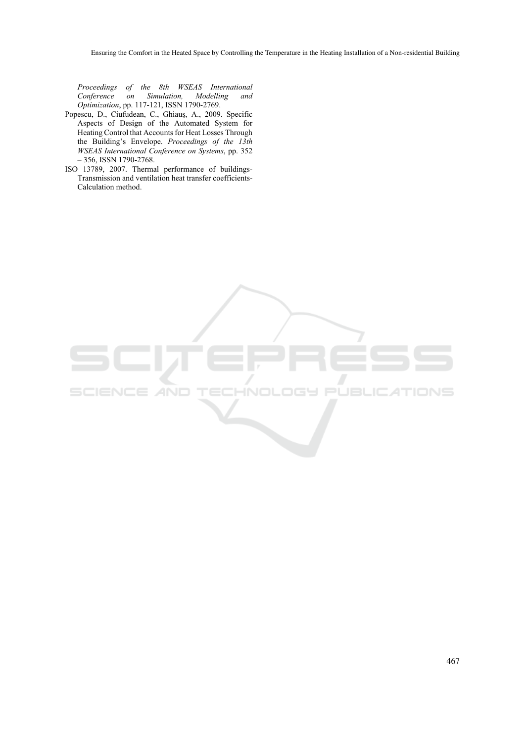*Proceedings of the 8th WSEAS International Conference on Simulation, Modelling and Optimization*, pp. 117-121, ISSN 1790-2769.

Popescu, D., Ciufudean, C., Ghiauş, A., 2009. Specific Aspects of Design of the Automated System for Heating Control that Accounts for Heat Losses Through the Building's Envelope. *Proceedings of the 13th WSEAS International Conference on Systems*, pp. 352 – 356, ISSN 1790-2768.

ISO 13789, 2007. Thermal performance of buildings-Transmission and ventilation heat transfer coefficients-Calculation method.